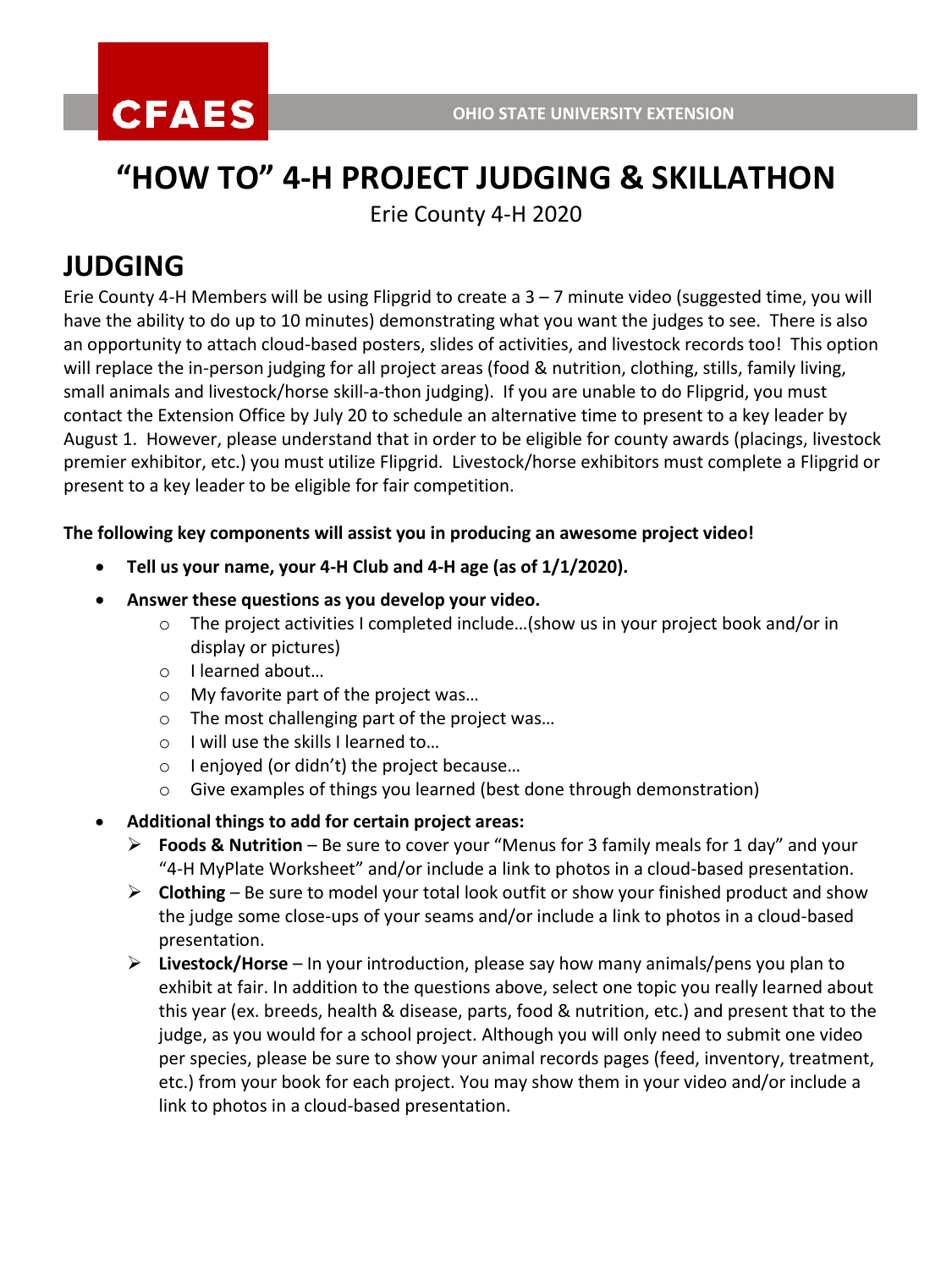CFAES

OHIO STATE UNIVERSITY EXTENSION

# "HOW TO" 4-H PROJECT JUDGING & SKILLATHON

Erie County 4-H 2020

## JUDGING

Erie County 4-H Members will be using Flipgrid to create a 3 – 7 minute video (suggested time, you will have the ability to do up to 10 minutes) demonstrating what you want the judges to see. There is also an opportunity to attach cloud-based posters, slides of activities, and livestock records too! This option will replace the in-person judging for all project areas (food & nutrition, clothing, stills, family living, small animals and livestock/horse skill-a-thon judging). If you are unable to do Flipgrid, you must contact the Extension Office by July 20 to schedule an alternative time to present to a key leader by August 1. However, please understand that in order to be eligible for county awards (placings, livestock premier exhibitor, etc.) you must utilize Flipgrid. Livestock/horse exhibitors must complete a Flipgrid or present to a key leader to be eligible for fair competition.

**The following key components will assist you in producing an awesome project video!**

- **Tell us your name, your 4-H Club and 4-H age (as of 1/1/2020).**
- **Answer these questions as you develop your video.**
  - The project activities I completed include…(show us in your project book and/or in display or pictures)
  - I learned about…
  - My favorite part of the project was…
  - The most challenging part of the project was…
  - I will use the skills I learned to…
  - I enjoyed (or didn't) the project because…
  - Give examples of things you learned (best done through demonstration)
- **Additional things to add for certain project areas:**
  - **Foods & Nutrition** – Be sure to cover your "Menus for 3 family meals for 1 day" and your "4-H MyPlate Worksheet" and/or include a link to photos in a cloud-based presentation.
  - **Clothing** – Be sure to model your total look outfit or show your finished product and show the judge some close-ups of your seams and/or include a link to photos in a cloud-based presentation.
  - **Livestock/Horse** – In your introduction, please say how many animals/pens you plan to exhibit at fair. In addition to the questions above, select one topic you really learned about this year (ex. breeds, health & disease, parts, food & nutrition, etc.) and present that to the judge, as you would for a school project. Although you will only need to submit one video per species, please be sure to show your animal records pages (feed, inventory, treatment, etc.) from your book for each project. You may show them in your video and/or include a link to photos in a cloud-based presentation.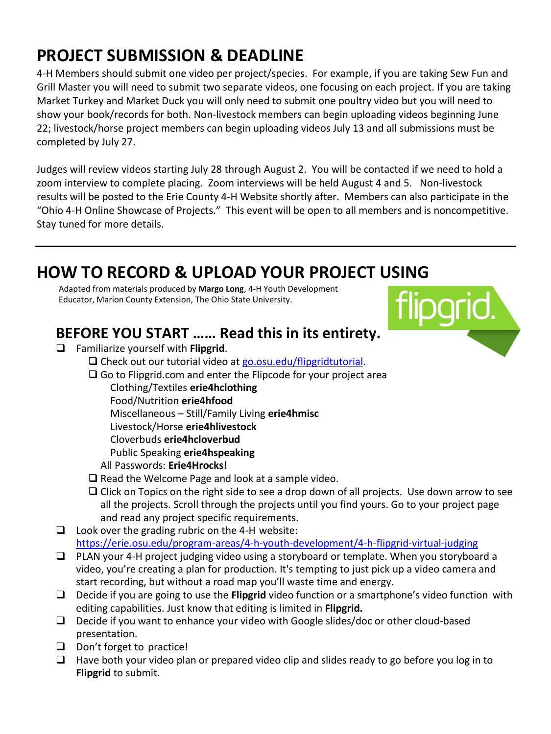# PROJECT SUBMISSION & DEADLINE

4-H Members should submit one video per project/species. For example, if you are taking Sew Fun and Grill Master you will need to submit two separate videos, one focusing on each project. If you are taking Market Turkey and Market Duck you will only need to submit one poultry video but you will need to show your book/records for both. Non-livestock members can begin uploading videos beginning June 22; livestock/horse project members can begin uploading videos July 13 and all submissions must be completed by July 27.

Judges will review videos starting July 28 through August 2. You will be contacted if we need to hold a zoom interview to complete placing. Zoom interviews will be held August 4 and 5. Non-livestock results will be posted to the Erie County 4-H Website shortly after. Members can also participate in the "Ohio 4-H Online Showcase of Projects." This event will be open to all members and is noncompetitive. Stay tuned for more details.

---

# HOW TO RECORD & UPLOAD YOUR PROJECT USING

Adapted from materials produced by **Margo Long**, 4-H Youth Development Educator, Marion County Extension, The Ohio State University.

## BEFORE YOU START …… Read this in its entirety.

- ☐ Familiarize yourself with **Flipgrid**.
  - ☐ Check out our tutorial video at go.osu.edu/flipgridtutorial.
  - ☐ Go to Flipgrid.com and enter the Flipcode for your project area
    - Clothing/Textiles **erie4hclothing**
    - Food/Nutrition **erie4hfood**
    - Miscellaneous – Still/Family Living **erie4hmisc**
    - Livestock/Horse **erie4hlivestock**
    - Cloverbuds **erie4hcloverbud**
    - Public Speaking **erie4hspeaking**

    All Passwords: **Erie4Hrocks!**
  - ☐ Read the Welcome Page and look at a sample video.
  - ☐ Click on Topics on the right side to see a drop down of all projects. Use down arrow to see all the projects. Scroll through the projects until you find yours. Go to your project page and read any project specific requirements.
- ☐ Look over the grading rubric on the 4-H website: https://erie.osu.edu/program-areas/4-h-youth-development/4-h-flipgrid-virtual-judging
- ☐ PLAN your 4-H project judging video using a storyboard or template. When you storyboard a video, you're creating a plan for production. It's tempting to just pick up a video camera and start recording, but without a road map you'll waste time and energy.
- ☐ Decide if you are going to use the **Flipgrid** video function or a smartphone's video function with editing capabilities. Just know that editing is limited in **Flipgrid.**
- ☐ Decide if you want to enhance your video with Google slides/doc or other cloud-based presentation.
- ☐ Don't forget to practice!
- ☐ Have both your video plan or prepared video clip and slides ready to go before you log in to **Flipgrid** to submit.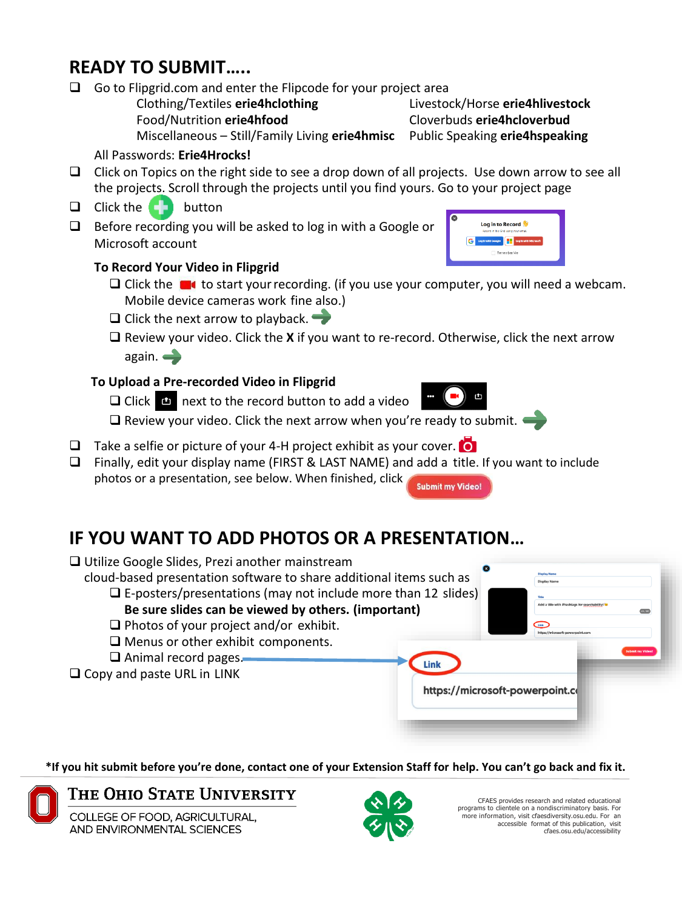# READY TO SUBMIT…..

- ❑ Go to Flipgrid.com and enter the Flipcode for your project area
  - Clothing/Textiles **erie4hclothing**
  - Food/Nutrition **erie4hfood**
  - Miscellaneous – Still/Family Living **erie4hmisc**
  - Livestock/Horse **erie4hlivestock**
  - Cloverbuds **erie4hcloverbud**
  - Public Speaking **erie4hspeaking**

  All Passwords: **Erie4Hrocks!**
- ❑ Click on Topics on the right side to see a drop down of all projects. Use down arrow to see all the projects. Scroll through the projects until you find yours. Go to your project page
- ❑ Click the button
- ❑ Before recording you will be asked to log in with a Google or Microsoft account

### To Record Your Video in Flipgrid

- ❑ Click the to start your recording. (if you use your computer, you will need a webcam. Mobile device cameras work fine also.)
- ❑ Click the next arrow to playback.
- ❑ Review your video. Click the **X** if you want to re-record. Otherwise, click the next arrow again.

### To Upload a Pre-recorded Video in Flipgrid

- ❑ Click next to the record button to add a video
- ❑ Review your video. Click the next arrow when you're ready to submit.

- ❑ Take a selfie or picture of your 4-H project exhibit as your cover.
- ❑ Finally, edit your display name (FIRST & LAST NAME) and add a title. If you want to include photos or a presentation, see below. When finished, click **Submit my Video!**

# IF YOU WANT TO ADD PHOTOS OR A PRESENTATION…

- ❑ Utilize Google Slides, Prezi another mainstream cloud-based presentation software to share additional items such as
  - ❑ E-posters/presentations (may not include more than 12 slides) **Be sure slides can be viewed by others. (important)**
  - ❑ Photos of your project and/or exhibit.
  - ❑ Menus or other exhibit components.
  - ❑ Animal record pages.
- ❑ Copy and paste URL in LINK

**\*If you hit submit before you're done, contact one of your Extension Staff for help. You can't go back and fix it.**

THE OHIO STATE UNIVERSITY

COLLEGE OF FOOD, AGRICULTURAL, AND ENVIRONMENTAL SCIENCES

CFAES provides research and related educational programs to clientele on a nondiscriminatory basis. For more information, visit cfaesdiversity.osu.edu. For an accessible format of this publication, visit cfaes.osu.edu/accessibility